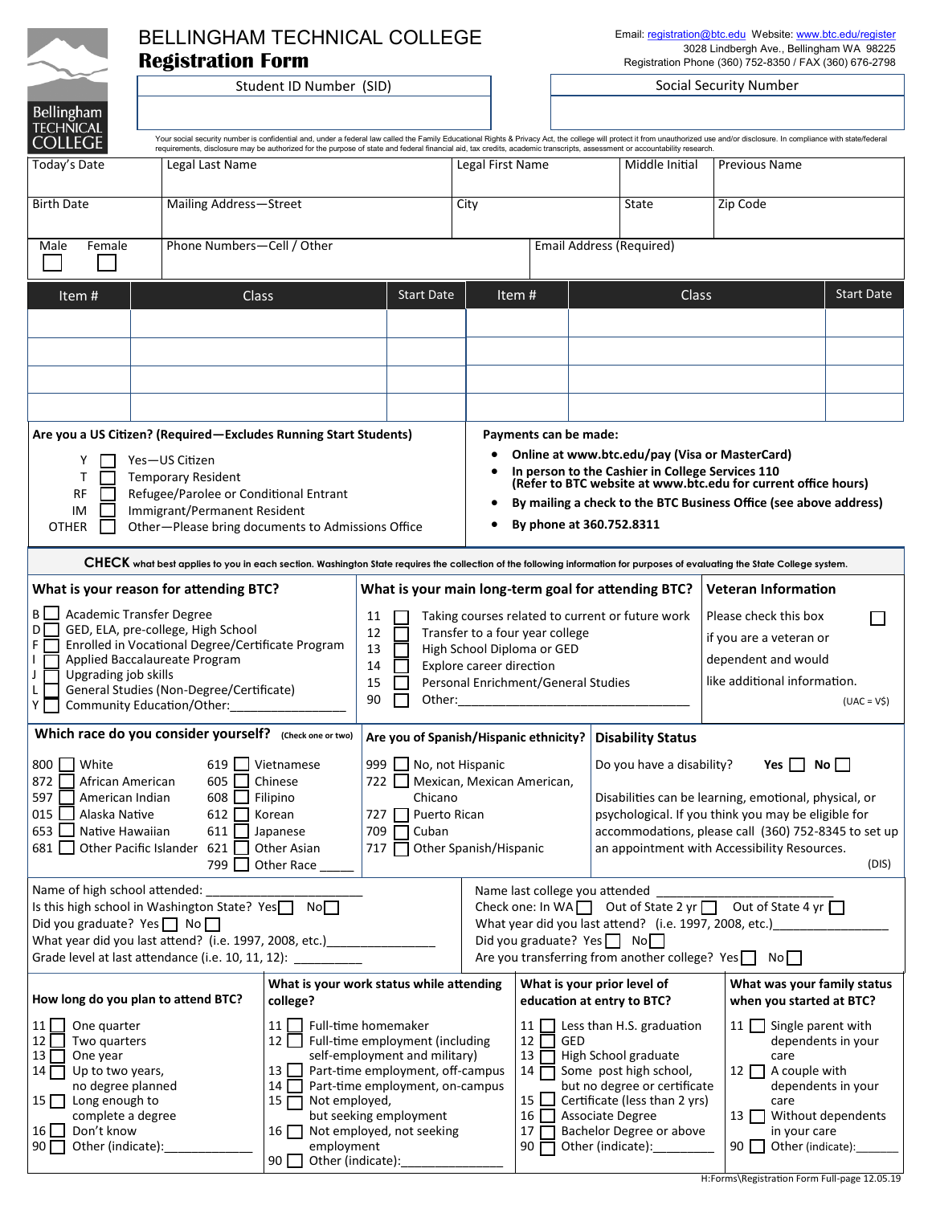# BELLINGHAM TECHNICAL COLLEGE

## Registration Form

Email: registration@btc.edu Website: www.btc.edu/register
3028 Lindbergh Ave., Bellingham WA 98225
Registration Phone (360) 752-8350 / FAX (360) 676-2798

| Student ID Number (SID) | Social Security Number |
|---|---|
| | |

Your social security number is confidential and, under a federal law called the Family Educational Rights & Privacy Act, the college will protect it from unauthorized use and/or disclosure. In compliance with state/federal requirements, disclosure may be authorized for the purpose of state and federal financial aid, tax credits, academic transcripts, assessment or accountability research.

| Today's Date | Legal Last Name | Legal First Name | Middle Initial | Previous Name |
|---|---|---|---|---|
| Birth Date | Mailing Address—Street | City | State | Zip Code |
| Male ☐ Female ☐ | Phone Numbers—Cell / Other | Email Address (Required) | | |

| Item # | Class | Start Date | Item # | Class | Start Date |
|---|---|---|---|---|---|
| | | | | | |
| | | | | | |
| | | | | | |
| | | | | | |

**Are you a US Citizen? (Required—Excludes Running Start Students)**

- Y ☐ Yes—US Citizen
- T ☐ Temporary Resident
- RF ☐ Refugee/Parolee or Conditional Entrant
- IM ☐ Immigrant/Permanent Resident
- OTHER ☐ Other—Please bring documents to Admissions Office

**Payments can be made:**

- **Online at www.btc.edu/pay (Visa or MasterCard)**
- **In person to the Cashier in College Services 110 (Refer to BTC website at www.btc.edu for current office hours)**
- **By mailing a check to the BTC Business Office (see above address)**
- **By phone at 360.752.8311**

**CHECK** what best applies to you in each section. Washington State requires the collection of the following information for purposes of evaluating the State College system.

**What is your reason for attending BTC?**

- B ☐ Academic Transfer Degree
- D ☐ GED, ELA, pre-college, High School
- F ☐ Enrolled in Vocational Degree/Certificate Program
- I ☐ Applied Baccalaureate Program
- J ☐ Upgrading job skills
- L ☐ General Studies (Non-Degree/Certificate)
- Y ☐ Community Education/Other:________________

**What is your main long-term goal for attending BTC?**

- 11 ☐ Taking courses related to current or future work
- 12 ☐ Transfer to a four year college
- 13 ☐ High School Diploma or GED
- 14 ☐ Explore career direction
- 15 ☐ Personal Enrichment/General Studies
- 90 ☐ Other:________________________________

**Veteran Information**

Please check this box ☐ if you are a veteran or dependent and would like additional information.

(UAC = V$)

**Which race do you consider yourself?** (Check one or two)

- 800 ☐ White
- 872 ☐ African American
- 597 ☐ American Indian
- 015 ☐ Alaska Native
- 653 ☐ Native Hawaiian
- 681 ☐ Other Pacific Islander
- 619 ☐ Vietnamese
- 605 ☐ Chinese
- 608 ☐ Filipino
- 612 ☐ Korean
- 611 ☐ Japanese
- 621 ☐ Other Asian
- 799 ☐ Other Race _____

**Are you of Spanish/Hispanic ethnicity?**

- 999 ☐ No, not Hispanic
- 722 ☐ Mexican, Mexican American, Chicano
- 727 ☐ Puerto Rican
- 709 ☐ Cuban
- 717 ☐ Other Spanish/Hispanic

**Disability Status**

Do you have a disability? **Yes** ☐ **No** ☐

Disabilities can be learning, emotional, physical, or psychological. If you think you may be eligible for accommodations, please call (360) 752-8345 to set up an appointment with Accessibility Resources.

(DIS)

Name of high school attended: ______________________
Is this high school in Washington State? Yes ☐ No ☐
Did you graduate? Yes ☐ No ☐
What year did you last attend? (i.e. 1997, 2008, etc.)______________
Grade level at last attendance (i.e. 10, 11, 12): _________

Name last college you attended ______________________
Check one: In WA ☐ Out of State 2 yr ☐ Out of State 4 yr ☐
What year did you last attend? (i.e. 1997, 2008, etc.)________________
Did you graduate? Yes ☐ No ☐
Are you transferring from another college? Yes ☐ No ☐

**How long do you plan to attend BTC?**

- 11 ☐ One quarter
- 12 ☐ Two quarters
- 13 ☐ One year
- 14 ☐ Up to two years, no degree planned
- 15 ☐ Long enough to complete a degree
- 16 ☐ Don't know
- 90 ☐ Other (indicate):_____________

**What is your work status while attending college?**

- 11 ☐ Full-time homemaker
- 12 ☐ Full-time employment (including self-employment and military)
- 13 ☐ Part-time employment, off-campus
- 14 ☐ Part-time employment, on-campus
- 15 ☐ Not employed, but seeking employment
- 16 ☐ Not employed, not seeking employment
- 90 ☐ Other (indicate):_______________

**What is your prior level of education at entry to BTC?**

- 11 ☐ Less than H.S. graduation
- 12 ☐ GED
- 13 ☐ High School graduate
- 14 ☐ Some post high school, but no degree or certificate
- 15 ☐ Certificate (less than 2 yrs)
- 16 ☐ Associate Degree
- 17 ☐ Bachelor Degree or above
- 90 ☐ Other (indicate):________

**What was your family status when you started at BTC?**

- 11 ☐ Single parent with dependents in your care
- 12 ☐ A couple with dependents in your care
- 13 ☐ Without dependents in your care
- 90 ☐ Other (indicate):______

H:Forms\Registration Form Full-page 12.05.19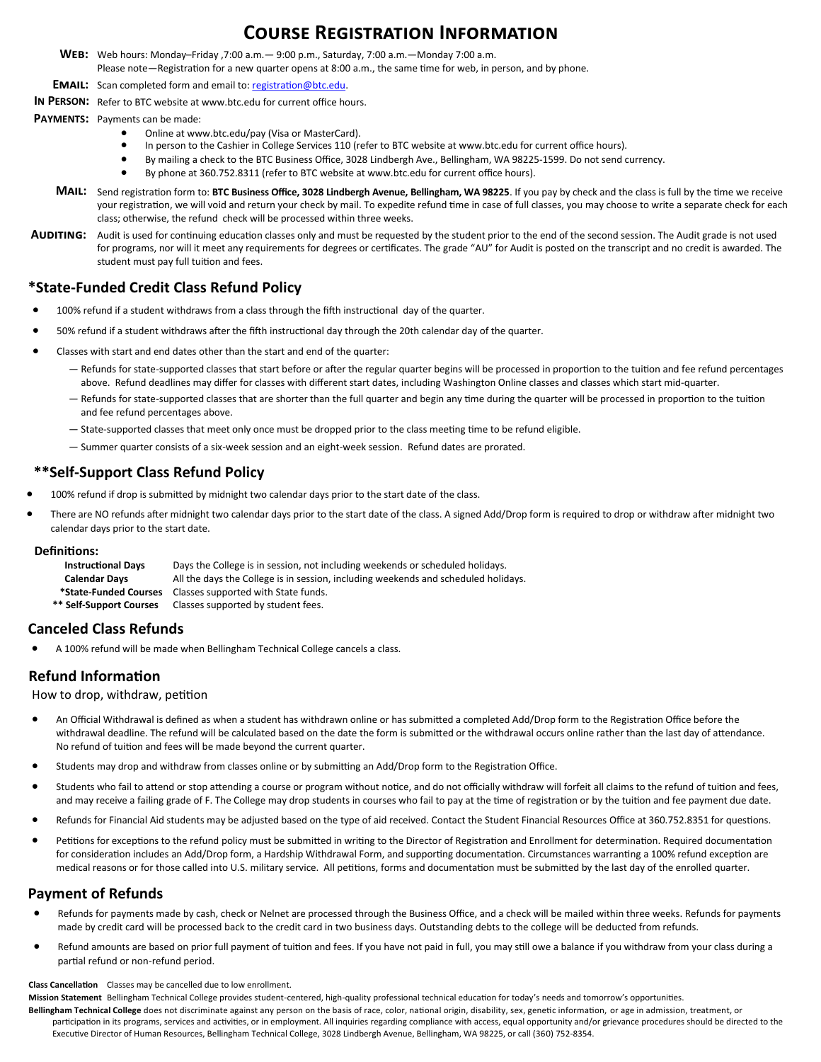# Course Registration Information

**Web:** Web hours: Monday–Friday ,7:00 a.m.— 9:00 p.m., Saturday, 7:00 a.m.—Monday 7:00 a.m.
Please note—Registration for a new quarter opens at 8:00 a.m., the same time for web, in person, and by phone.

**Email:** Scan completed form and email to: registration@btc.edu.

**In Person:** Refer to BTC website at www.btc.edu for current office hours.

**Payments:** Payments can be made:

- Online at www.btc.edu/pay (Visa or MasterCard).
- In person to the Cashier in College Services 110 (refer to BTC website at www.btc.edu for current office hours).
- By mailing a check to the BTC Business Office, 3028 Lindbergh Ave., Bellingham, WA 98225-1599. Do not send currency.
- By phone at 360.752.8311 (refer to BTC website at www.btc.edu for current office hours).

**Mail:** Send registration form to: **BTC Business Office, 3028 Lindbergh Avenue, Bellingham, WA 98225**. If you pay by check and the class is full by the time we receive your registration, we will void and return your check by mail. To expedite refund time in case of full classes, you may choose to write a separate check for each class; otherwise, the refund check will be processed within three weeks.

**Auditing:** Audit is used for continuing education classes only and must be requested by the student prior to the end of the second session. The Audit grade is not used for programs, nor will it meet any requirements for degrees or certificates. The grade "AU" for Audit is posted on the transcript and no credit is awarded. The student must pay full tuition and fees.

## *State-Funded Credit Class Refund Policy

- 100% refund if a student withdraws from a class through the fifth instructional day of the quarter.
- 50% refund if a student withdraws after the fifth instructional day through the 20th calendar day of the quarter.
- Classes with start and end dates other than the start and end of the quarter:
  - Refunds for state-supported classes that start before or after the regular quarter begins will be processed in proportion to the tuition and fee refund percentages above. Refund deadlines may differ for classes with different start dates, including Washington Online classes and classes which start mid-quarter.
  - Refunds for state-supported classes that are shorter than the full quarter and begin any time during the quarter will be processed in proportion to the tuition and fee refund percentages above.
  - State-supported classes that meet only once must be dropped prior to the class meeting time to be refund eligible.
  - Summer quarter consists of a six-week session and an eight-week session. Refund dates are prorated.

## **Self-Support Class Refund Policy

- 100% refund if drop is submitted by midnight two calendar days prior to the start date of the class.
- There are NO refunds after midnight two calendar days prior to the start date of the class. A signed Add/Drop form is required to drop or withdraw after midnight two calendar days prior to the start date.

### Definitions:

| | |
|---|---|
| **Instructional Days** | Days the College is in session, not including weekends or scheduled holidays. |
| **Calendar Days** | All the days the College is in session, including weekends and scheduled holidays. |
| ***State-Funded Courses** | Classes supported with State funds. |
| **** Self-Support Courses** | Classes supported by student fees. |

## Canceled Class Refunds

- A 100% refund will be made when Bellingham Technical College cancels a class.

## Refund Information

How to drop, withdraw, petition

- An Official Withdrawal is defined as when a student has withdrawn online or has submitted a completed Add/Drop form to the Registration Office before the withdrawal deadline. The refund will be calculated based on the date the form is submitted or the withdrawal occurs online rather than the last day of attendance. No refund of tuition and fees will be made beyond the current quarter.
- Students may drop and withdraw from classes online or by submitting an Add/Drop form to the Registration Office.
- Students who fail to attend or stop attending a course or program without notice, and do not officially withdraw will forfeit all claims to the refund of tuition and fees, and may receive a failing grade of F. The College may drop students in courses who fail to pay at the time of registration or by the tuition and fee payment due date.
- Refunds for Financial Aid students may be adjusted based on the type of aid received. Contact the Student Financial Resources Office at 360.752.8351 for questions.
- Petitions for exceptions to the refund policy must be submitted in writing to the Director of Registration and Enrollment for determination. Required documentation for consideration includes an Add/Drop form, a Hardship Withdrawal Form, and supporting documentation. Circumstances warranting a 100% refund exception are medical reasons or for those called into U.S. military service. All petitions, forms and documentation must be submitted by the last day of the enrolled quarter.

## Payment of Refunds

- Refunds for payments made by cash, check or Nelnet are processed through the Business Office, and a check will be mailed within three weeks. Refunds for payments made by credit card will be processed back to the credit card in two business days. Outstanding debts to the college will be deducted from refunds.
- Refund amounts are based on prior full payment of tuition and fees. If you have not paid in full, you may still owe a balance if you withdraw from your class during a partial refund or non-refund period.

**Class Cancellation** Classes may be cancelled due to low enrollment.

**Mission Statement** Bellingham Technical College provides student-centered, high-quality professional technical education for today's needs and tomorrow's opportunities.

**Bellingham Technical College** does not discriminate against any person on the basis of race, color, national origin, disability, sex, genetic information, or age in admission, treatment, or participation in its programs, services and activities, or in employment. All inquiries regarding compliance with access, equal opportunity and/or grievance procedures should be directed to the Executive Director of Human Resources, Bellingham Technical College, 3028 Lindbergh Avenue, Bellingham, WA 98225, or call (360) 752-8354.